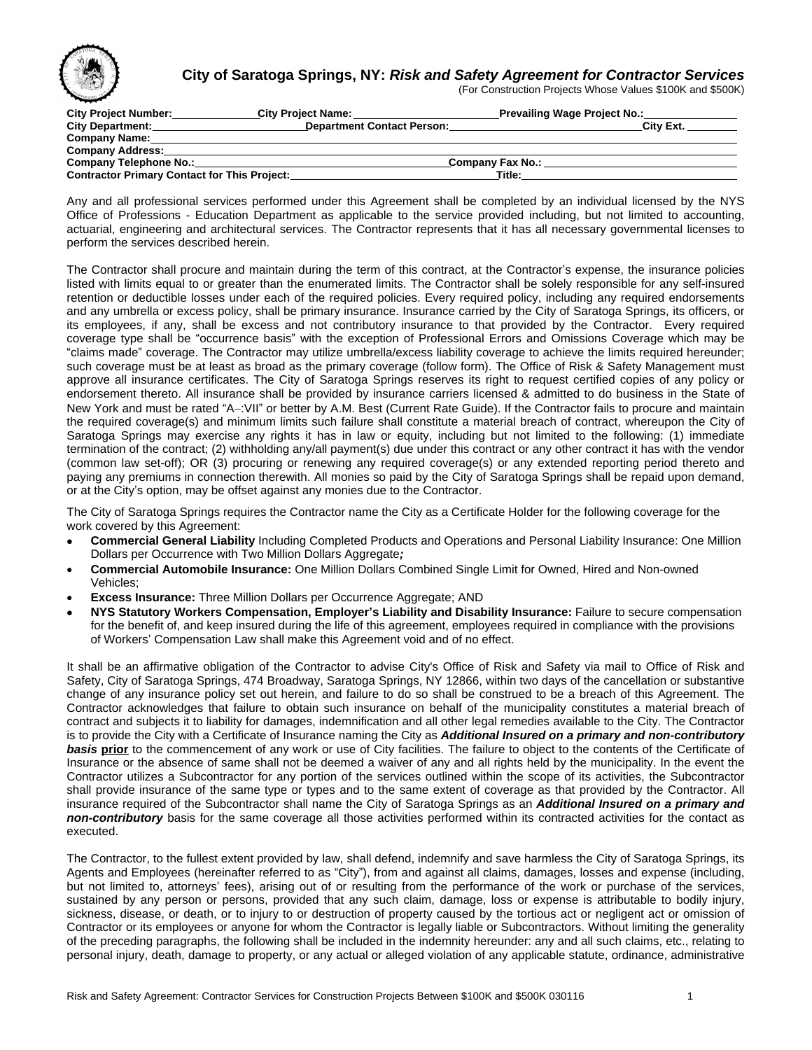# City of Saratoga Springs, NY: *Risk and Safety Agreement for Contractor Services*

(For Construction Projects Whose Values $100K and $500K)

**City Project Number:**\_\_\_\_\_\_\_\_\_\_\_\_ **City Project Name:**\_\_\_\_\_\_\_\_\_\_\_\_\_\_\_\_\_\_\_\_ **Prevailing Wage Project No.:**\_\_\_\_\_\_\_\_\_\_\_\_\_
**City Department:**\_\_\_\_\_\_\_\_\_\_\_\_\_\_\_\_\_\_\_\_ **Department Contact Person:**\_\_\_\_\_\_\_\_\_\_\_\_\_\_\_\_\_\_\_\_\_\_\_\_\_ **City Ext.** \_\_\_\_\_\_\_
**Company Name:**\_\_\_\_\_\_\_\_\_\_\_\_\_\_\_\_\_\_\_\_\_\_\_\_\_\_\_\_\_\_\_\_\_\_\_\_\_\_\_\_\_\_\_\_\_\_\_\_\_\_\_\_\_\_\_\_\_\_\_\_\_\_\_\_\_\_\_\_\_\_\_
**Company Address:**\_\_\_\_\_\_\_\_\_\_\_\_\_\_\_\_\_\_\_\_\_\_\_\_\_\_\_\_\_\_\_\_\_\_\_\_\_\_\_\_\_\_\_\_\_\_\_\_\_\_\_\_\_\_\_\_\_\_\_\_\_\_\_\_\_\_\_\_\_
**Company Telephone No.:**\_\_\_\_\_\_\_\_\_\_\_\_\_\_\_\_\_\_\_\_\_\_\_\_\_\_\_\_\_\_\_\_\_\_ **Company Fax No.:** \_\_\_\_\_\_\_\_\_\_\_\_\_\_\_\_\_\_\_\_\_\_\_\_\_\_
**Contractor Primary Contact for This Project:**\_\_\_\_\_\_\_\_\_\_\_\_\_\_\_\_\_\_\_\_\_\_\_\_\_\_\_ **Title:**\_\_\_\_\_\_\_\_\_\_\_\_\_\_\_\_\_\_\_\_\_\_\_\_\_\_\_\_\_\_

Any and all professional services performed under this Agreement shall be completed by an individual licensed by the NYS Office of Professions - Education Department as applicable to the service provided including, but not limited to accounting, actuarial, engineering and architectural services. The Contractor represents that it has all necessary governmental licenses to perform the services described herein.

The Contractor shall procure and maintain during the term of this contract, at the Contractor's expense, the insurance policies listed with limits equal to or greater than the enumerated limits. The Contractor shall be solely responsible for any self-insured retention or deductible losses under each of the required policies. Every required policy, including any required endorsements and any umbrella or excess policy, shall be primary insurance. Insurance carried by the City of Saratoga Springs, its officers, or its employees, if any, shall be excess and not contributory insurance to that provided by the Contractor. Every required coverage type shall be "occurrence basis" with the exception of Professional Errors and Omissions Coverage which may be "claims made" coverage. The Contractor may utilize umbrella/excess liability coverage to achieve the limits required hereunder; such coverage must be at least as broad as the primary coverage (follow form). The Office of Risk & Safety Management must approve all insurance certificates. The City of Saratoga Springs reserves its right to request certified copies of any policy or endorsement thereto. All insurance shall be provided by insurance carriers licensed & admitted to do business in the State of New York and must be rated "A–:VII" or better by A.M. Best (Current Rate Guide). If the Contractor fails to procure and maintain the required coverage(s) and minimum limits such failure shall constitute a material breach of contract, whereupon the City of Saratoga Springs may exercise any rights it has in law or equity, including but not limited to the following: (1) immediate termination of the contract; (2) withholding any/all payment(s) due under this contract or any other contract it has with the vendor (common law set-off); OR (3) procuring or renewing any required coverage(s) or any extended reporting period thereto and paying any premiums in connection therewith. All monies so paid by the City of Saratoga Springs shall be repaid upon demand, or at the City's option, may be offset against any monies due to the Contractor.

The City of Saratoga Springs requires the Contractor name the City as a Certificate Holder for the following coverage for the work covered by this Agreement:

- **Commercial General Liability** Including Completed Products and Operations and Personal Liability Insurance: One Million Dollars per Occurrence with Two Million Dollars Aggregate***;***
- **Commercial Automobile Insurance:** One Million Dollars Combined Single Limit for Owned, Hired and Non-owned Vehicles;
- **Excess Insurance:** Three Million Dollars per Occurrence Aggregate; AND
- **NYS Statutory Workers Compensation, Employer's Liability and Disability Insurance:** Failure to secure compensation for the benefit of, and keep insured during the life of this agreement, employees required in compliance with the provisions of Workers' Compensation Law shall make this Agreement void and of no effect.

It shall be an affirmative obligation of the Contractor to advise City's Office of Risk and Safety via mail to Office of Risk and Safety, City of Saratoga Springs, 474 Broadway, Saratoga Springs, NY 12866, within two days of the cancellation or substantive change of any insurance policy set out herein, and failure to do so shall be construed to be a breach of this Agreement. The Contractor acknowledges that failure to obtain such insurance on behalf of the municipality constitutes a material breach of contract and subjects it to liability for damages, indemnification and all other legal remedies available to the City. The Contractor is to provide the City with a Certificate of Insurance naming the City as ***Additional Insured on a primary and non-contributory basis*** **<u>prior</u>** to the commencement of any work or use of City facilities. The failure to object to the contents of the Certificate of Insurance or the absence of same shall not be deemed a waiver of any and all rights held by the municipality. In the event the Contractor utilizes a Subcontractor for any portion of the services outlined within the scope of its activities, the Subcontractor shall provide insurance of the same type or types and to the same extent of coverage as that provided by the Contractor. All insurance required of the Subcontractor shall name the City of Saratoga Springs as an ***Additional Insured on a primary and non-contributory*** basis for the same coverage all those activities performed within its contracted activities for the contact as executed.

The Contractor, to the fullest extent provided by law, shall defend, indemnify and save harmless the City of Saratoga Springs, its Agents and Employees (hereinafter referred to as "City"), from and against all claims, damages, losses and expense (including, but not limited to, attorneys' fees), arising out of or resulting from the performance of the work or purchase of the services, sustained by any person or persons, provided that any such claim, damage, loss or expense is attributable to bodily injury, sickness, disease, or death, or to injury to or destruction of property caused by the tortious act or negligent act or omission of Contractor or its employees or anyone for whom the Contractor is legally liable or Subcontractors. Without limiting the generality of the preceding paragraphs, the following shall be included in the indemnity hereunder: any and all such claims, etc., relating to personal injury, death, damage to property, or any actual or alleged violation of any applicable statute, ordinance, administrative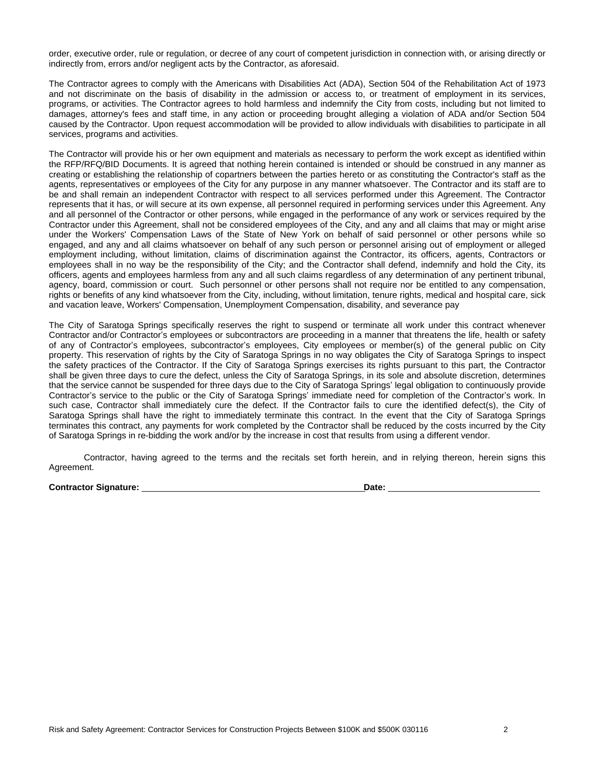order, executive order, rule or regulation, or decree of any court of competent jurisdiction in connection with, or arising directly or indirectly from, errors and/or negligent acts by the Contractor, as aforesaid.

The Contractor agrees to comply with the Americans with Disabilities Act (ADA), Section 504 of the Rehabilitation Act of 1973 and not discriminate on the basis of disability in the admission or access to, or treatment of employment in its services, programs, or activities. The Contractor agrees to hold harmless and indemnify the City from costs, including but not limited to damages, attorney's fees and staff time, in any action or proceeding brought alleging a violation of ADA and/or Section 504 caused by the Contractor. Upon request accommodation will be provided to allow individuals with disabilities to participate in all services, programs and activities.

The Contractor will provide his or her own equipment and materials as necessary to perform the work except as identified within the RFP/RFQ/BID Documents. It is agreed that nothing herein contained is intended or should be construed in any manner as creating or establishing the relationship of copartners between the parties hereto or as constituting the Contractor's staff as the agents, representatives or employees of the City for any purpose in any manner whatsoever. The Contractor and its staff are to be and shall remain an independent Contractor with respect to all services performed under this Agreement. The Contractor represents that it has, or will secure at its own expense, all personnel required in performing services under this Agreement. Any and all personnel of the Contractor or other persons, while engaged in the performance of any work or services required by the Contractor under this Agreement, shall not be considered employees of the City, and any and all claims that may or might arise under the Workers' Compensation Laws of the State of New York on behalf of said personnel or other persons while so engaged, and any and all claims whatsoever on behalf of any such person or personnel arising out of employment or alleged employment including, without limitation, claims of discrimination against the Contractor, its officers, agents, Contractors or employees shall in no way be the responsibility of the City; and the Contractor shall defend, indemnify and hold the City, its officers, agents and employees harmless from any and all such claims regardless of any determination of any pertinent tribunal, agency, board, commission or court. Such personnel or other persons shall not require nor be entitled to any compensation, rights or benefits of any kind whatsoever from the City, including, without limitation, tenure rights, medical and hospital care, sick and vacation leave, Workers' Compensation, Unemployment Compensation, disability, and severance pay

The City of Saratoga Springs specifically reserves the right to suspend or terminate all work under this contract whenever Contractor and/or Contractor's employees or subcontractors are proceeding in a manner that threatens the life, health or safety of any of Contractor's employees, subcontractor's employees, City employees or member(s) of the general public on City property. This reservation of rights by the City of Saratoga Springs in no way obligates the City of Saratoga Springs to inspect the safety practices of the Contractor. If the City of Saratoga Springs exercises its rights pursuant to this part, the Contractor shall be given three days to cure the defect, unless the City of Saratoga Springs, in its sole and absolute discretion, determines that the service cannot be suspended for three days due to the City of Saratoga Springs' legal obligation to continuously provide Contractor's service to the public or the City of Saratoga Springs' immediate need for completion of the Contractor's work. In such case, Contractor shall immediately cure the defect. If the Contractor fails to cure the identified defect(s), the City of Saratoga Springs shall have the right to immediately terminate this contract. In the event that the City of Saratoga Springs terminates this contract, any payments for work completed by the Contractor shall be reduced by the costs incurred by the City of Saratoga Springs in re-bidding the work and/or by the increase in cost that results from using a different vendor.

Contractor, having agreed to the terms and the recitals set forth herein, and in relying thereon, herein signs this Agreement.

**Contractor Signature:** ______________________________ **Date:** ____________________